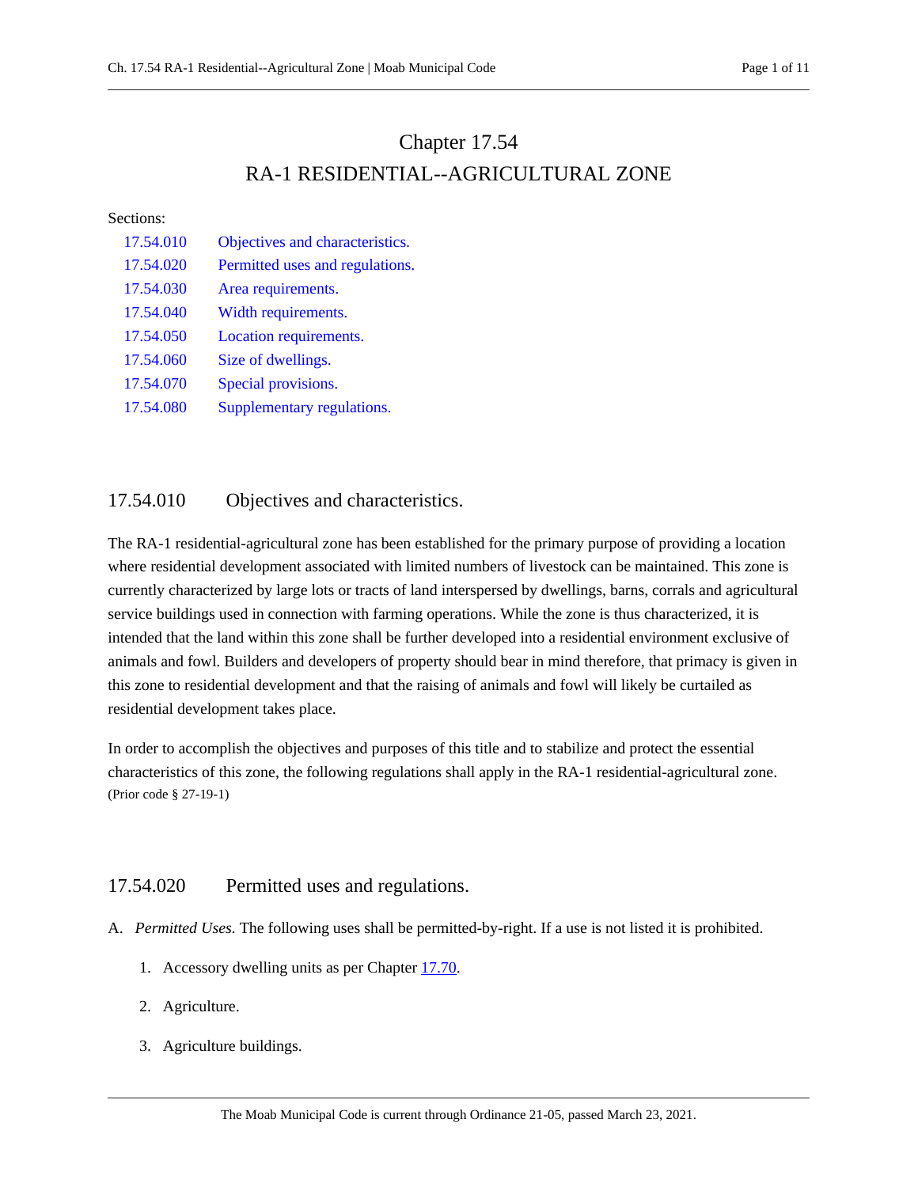# Chapter 17.54
# RA-1 RESIDENTIAL--AGRICULTURAL ZONE

Sections:

| | |
|---|---|
| 17.54.010 | Objectives and characteristics. |
| 17.54.020 | Permitted uses and regulations. |
| 17.54.030 | Area requirements. |
| 17.54.040 | Width requirements. |
| 17.54.050 | Location requirements. |
| 17.54.060 | Size of dwellings. |
| 17.54.070 | Special provisions. |
| 17.54.080 | Supplementary regulations. |

## 17.54.010 Objectives and characteristics.

The RA-1 residential-agricultural zone has been established for the primary purpose of providing a location where residential development associated with limited numbers of livestock can be maintained. This zone is currently characterized by large lots or tracts of land interspersed by dwellings, barns, corrals and agricultural service buildings used in connection with farming operations. While the zone is thus characterized, it is intended that the land within this zone shall be further developed into a residential environment exclusive of animals and fowl. Builders and developers of property should bear in mind therefore, that primacy is given in this zone to residential development and that the raising of animals and fowl will likely be curtailed as residential development takes place.

In order to accomplish the objectives and purposes of this title and to stabilize and protect the essential characteristics of this zone, the following regulations shall apply in the RA-1 residential-agricultural zone. (Prior code § 27-19-1)

## 17.54.020 Permitted uses and regulations.

A. *Permitted Uses.* The following uses shall be permitted-by-right. If a use is not listed it is prohibited.

1. Accessory dwelling units as per Chapter 17.70.
2. Agriculture.
3. Agriculture buildings.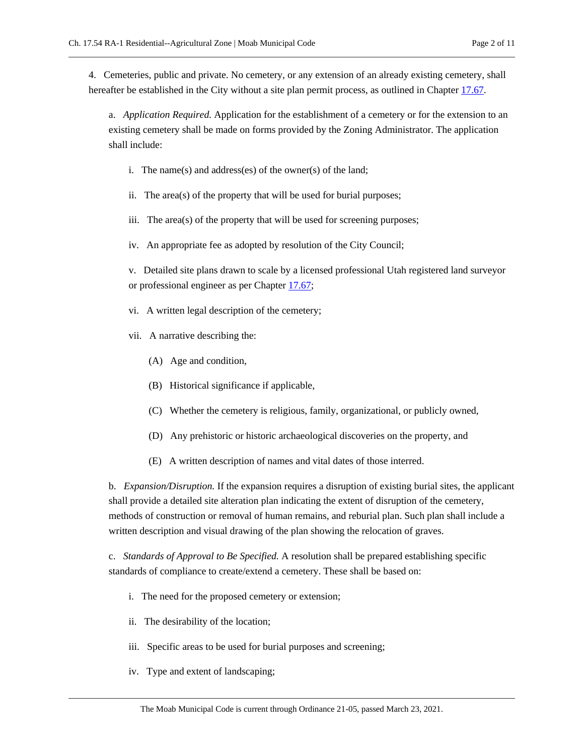4. Cemeteries, public and private. No cemetery, or any extension of an already existing cemetery, shall hereafter be established in the City without a site plan permit process, as outlined in Chapter 17.67.

a. *Application Required.* Application for the establishment of a cemetery or for the extension to an existing cemetery shall be made on forms provided by the Zoning Administrator. The application shall include:

i. The name(s) and address(es) of the owner(s) of the land;

ii. The area(s) of the property that will be used for burial purposes;

iii. The area(s) of the property that will be used for screening purposes;

iv. An appropriate fee as adopted by resolution of the City Council;

v. Detailed site plans drawn to scale by a licensed professional Utah registered land surveyor or professional engineer as per Chapter 17.67;

vi. A written legal description of the cemetery;

vii. A narrative describing the:

(A) Age and condition,

(B) Historical significance if applicable,

(C) Whether the cemetery is religious, family, organizational, or publicly owned,

(D) Any prehistoric or historic archaeological discoveries on the property, and

(E) A written description of names and vital dates of those interred.

b. *Expansion/Disruption.* If the expansion requires a disruption of existing burial sites, the applicant shall provide a detailed site alteration plan indicating the extent of disruption of the cemetery, methods of construction or removal of human remains, and reburial plan. Such plan shall include a written description and visual drawing of the plan showing the relocation of graves.

c. *Standards of Approval to Be Specified.* A resolution shall be prepared establishing specific standards of compliance to create/extend a cemetery. These shall be based on:

i. The need for the proposed cemetery or extension;

ii. The desirability of the location;

iii. Specific areas to be used for burial purposes and screening;

iv. Type and extent of landscaping;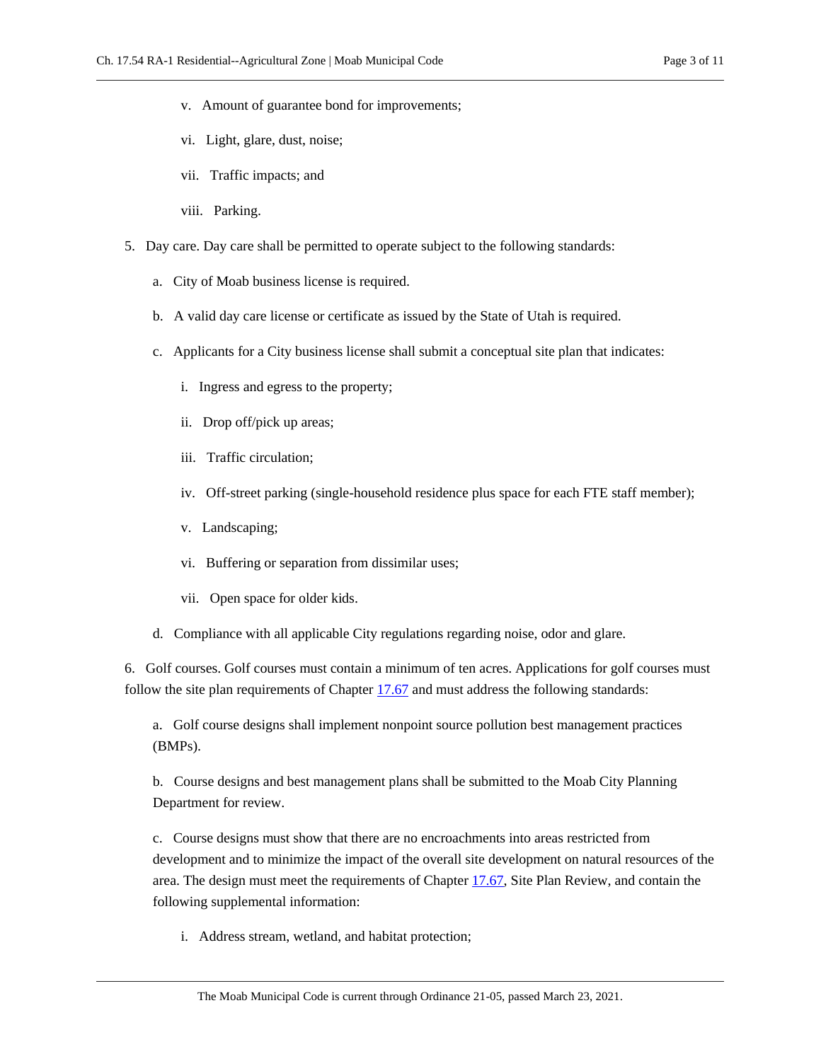v. Amount of guarantee bond for improvements;

vi. Light, glare, dust, noise;

vii. Traffic impacts; and

viii. Parking.

5. Day care. Day care shall be permitted to operate subject to the following standards:

   a. City of Moab business license is required.

   b. A valid day care license or certificate as issued by the State of Utah is required.

   c. Applicants for a City business license shall submit a conceptual site plan that indicates:

      i. Ingress and egress to the property;

      ii. Drop off/pick up areas;

      iii. Traffic circulation;

      iv. Off-street parking (single-household residence plus space for each FTE staff member);

      v. Landscaping;

      vi. Buffering or separation from dissimilar uses;

      vii. Open space for older kids.

   d. Compliance with all applicable City regulations regarding noise, odor and glare.

6. Golf courses. Golf courses must contain a minimum of ten acres. Applications for golf courses must follow the site plan requirements of Chapter 17.67 and must address the following standards:

   a. Golf course designs shall implement nonpoint source pollution best management practices (BMPs).

   b. Course designs and best management plans shall be submitted to the Moab City Planning Department for review.

   c. Course designs must show that there are no encroachments into areas restricted from development and to minimize the impact of the overall site development on natural resources of the area. The design must meet the requirements of Chapter 17.67, Site Plan Review, and contain the following supplemental information:

      i. Address stream, wetland, and habitat protection;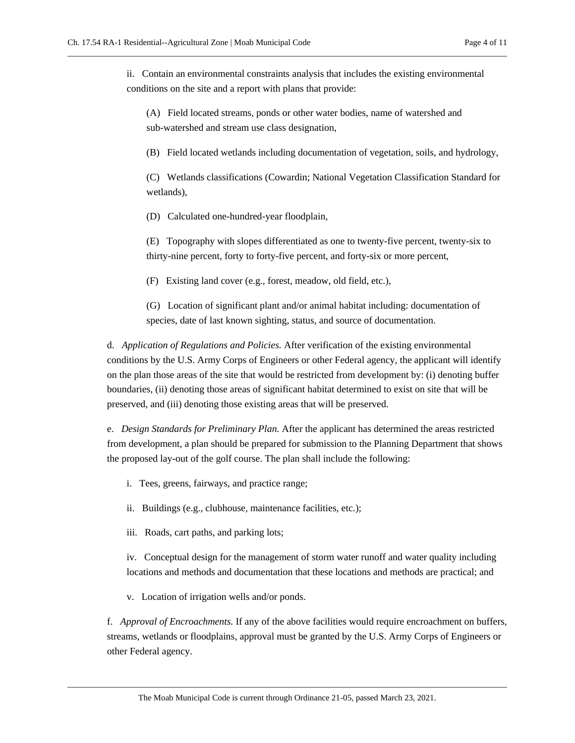ii. Contain an environmental constraints analysis that includes the existing environmental conditions on the site and a report with plans that provide:

(A) Field located streams, ponds or other water bodies, name of watershed and sub-watershed and stream use class designation,

(B) Field located wetlands including documentation of vegetation, soils, and hydrology,

(C) Wetlands classifications (Cowardin; National Vegetation Classification Standard for wetlands),

(D) Calculated one-hundred-year floodplain,

(E) Topography with slopes differentiated as one to twenty-five percent, twenty-six to thirty-nine percent, forty to forty-five percent, and forty-six or more percent,

(F) Existing land cover (e.g., forest, meadow, old field, etc.),

(G) Location of significant plant and/or animal habitat including: documentation of species, date of last known sighting, status, and source of documentation.

d. *Application of Regulations and Policies.* After verification of the existing environmental conditions by the U.S. Army Corps of Engineers or other Federal agency, the applicant will identify on the plan those areas of the site that would be restricted from development by: (i) denoting buffer boundaries, (ii) denoting those areas of significant habitat determined to exist on site that will be preserved, and (iii) denoting those existing areas that will be preserved.

e. *Design Standards for Preliminary Plan.* After the applicant has determined the areas restricted from development, a plan should be prepared for submission to the Planning Department that shows the proposed lay-out of the golf course. The plan shall include the following:

i. Tees, greens, fairways, and practice range;

ii. Buildings (e.g., clubhouse, maintenance facilities, etc.);

iii. Roads, cart paths, and parking lots;

iv. Conceptual design for the management of storm water runoff and water quality including locations and methods and documentation that these locations and methods are practical; and

v. Location of irrigation wells and/or ponds.

f. *Approval of Encroachments.* If any of the above facilities would require encroachment on buffers, streams, wetlands or floodplains, approval must be granted by the U.S. Army Corps of Engineers or other Federal agency.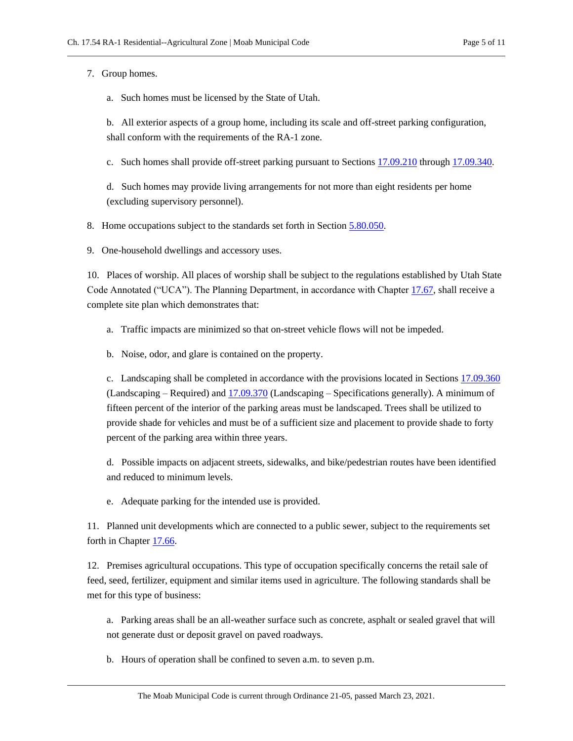7. Group homes.

   a. Such homes must be licensed by the State of Utah.

   b. All exterior aspects of a group home, including its scale and off-street parking configuration, shall conform with the requirements of the RA-1 zone.

   c. Such homes shall provide off-street parking pursuant to Sections 17.09.210 through 17.09.340.

   d. Such homes may provide living arrangements for not more than eight residents per home (excluding supervisory personnel).

8. Home occupations subject to the standards set forth in Section 5.80.050.

9. One-household dwellings and accessory uses.

10. Places of worship. All places of worship shall be subject to the regulations established by Utah State Code Annotated ("UCA"). The Planning Department, in accordance with Chapter 17.67, shall receive a complete site plan which demonstrates that:

    a. Traffic impacts are minimized so that on-street vehicle flows will not be impeded.

    b. Noise, odor, and glare is contained on the property.

    c. Landscaping shall be completed in accordance with the provisions located in Sections 17.09.360 (Landscaping – Required) and 17.09.370 (Landscaping – Specifications generally). A minimum of fifteen percent of the interior of the parking areas must be landscaped. Trees shall be utilized to provide shade for vehicles and must be of a sufficient size and placement to provide shade to forty percent of the parking area within three years.

    d. Possible impacts on adjacent streets, sidewalks, and bike/pedestrian routes have been identified and reduced to minimum levels.

    e. Adequate parking for the intended use is provided.

11. Planned unit developments which are connected to a public sewer, subject to the requirements set forth in Chapter 17.66.

12. Premises agricultural occupations. This type of occupation specifically concerns the retail sale of feed, seed, fertilizer, equipment and similar items used in agriculture. The following standards shall be met for this type of business:

    a. Parking areas shall be an all-weather surface such as concrete, asphalt or sealed gravel that will not generate dust or deposit gravel on paved roadways.

    b. Hours of operation shall be confined to seven a.m. to seven p.m.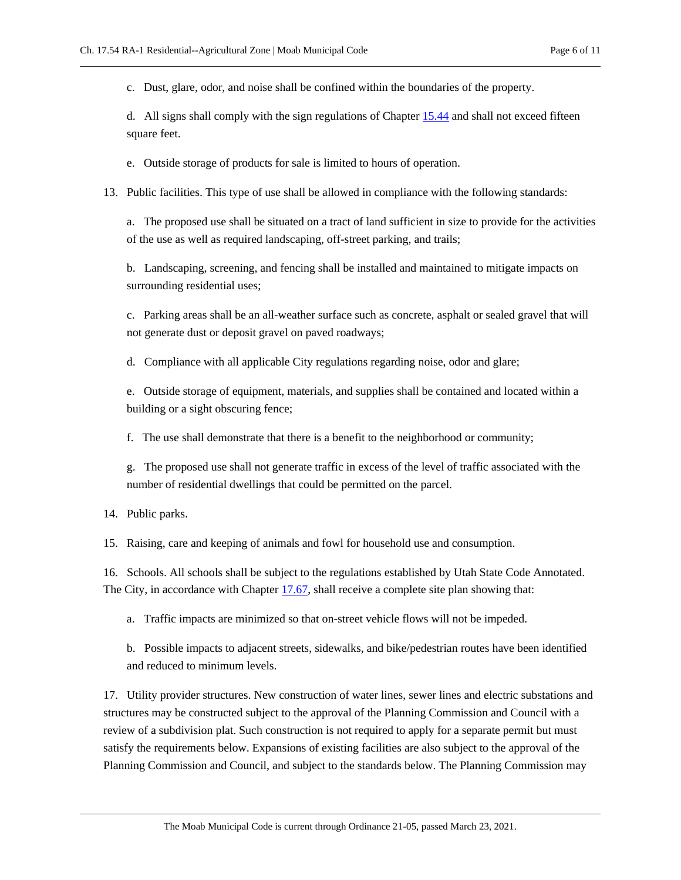c. Dust, glare, odor, and noise shall be confined within the boundaries of the property.

d. All signs shall comply with the sign regulations of Chapter 15.44 and shall not exceed fifteen square feet.

e. Outside storage of products for sale is limited to hours of operation.

13. Public facilities. This type of use shall be allowed in compliance with the following standards:

a. The proposed use shall be situated on a tract of land sufficient in size to provide for the activities of the use as well as required landscaping, off-street parking, and trails;

b. Landscaping, screening, and fencing shall be installed and maintained to mitigate impacts on surrounding residential uses;

c. Parking areas shall be an all-weather surface such as concrete, asphalt or sealed gravel that will not generate dust or deposit gravel on paved roadways;

d. Compliance with all applicable City regulations regarding noise, odor and glare;

e. Outside storage of equipment, materials, and supplies shall be contained and located within a building or a sight obscuring fence;

f. The use shall demonstrate that there is a benefit to the neighborhood or community;

g. The proposed use shall not generate traffic in excess of the level of traffic associated with the number of residential dwellings that could be permitted on the parcel.

14. Public parks.

15. Raising, care and keeping of animals and fowl for household use and consumption.

16. Schools. All schools shall be subject to the regulations established by Utah State Code Annotated. The City, in accordance with Chapter 17.67, shall receive a complete site plan showing that:

a. Traffic impacts are minimized so that on-street vehicle flows will not be impeded.

b. Possible impacts to adjacent streets, sidewalks, and bike/pedestrian routes have been identified and reduced to minimum levels.

17. Utility provider structures. New construction of water lines, sewer lines and electric substations and structures may be constructed subject to the approval of the Planning Commission and Council with a review of a subdivision plat. Such construction is not required to apply for a separate permit but must satisfy the requirements below. Expansions of existing facilities are also subject to the approval of the Planning Commission and Council, and subject to the standards below. The Planning Commission may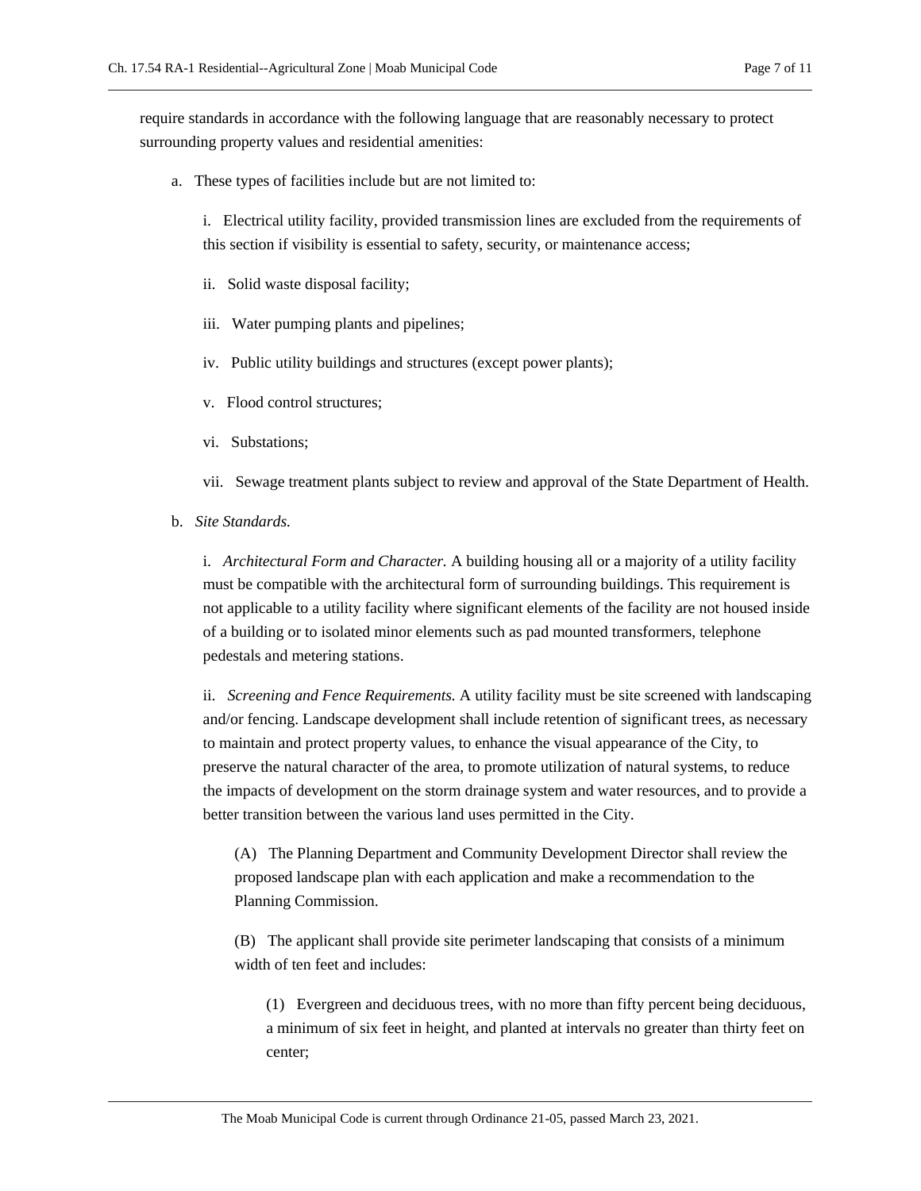require standards in accordance with the following language that are reasonably necessary to protect surrounding property values and residential amenities:

a. These types of facilities include but are not limited to:

   i. Electrical utility facility, provided transmission lines are excluded from the requirements of this section if visibility is essential to safety, security, or maintenance access;

   ii. Solid waste disposal facility;

   iii. Water pumping plants and pipelines;

   iv. Public utility buildings and structures (except power plants);

   v. Flood control structures;

   vi. Substations;

   vii. Sewage treatment plants subject to review and approval of the State Department of Health.

b. *Site Standards.*

   i. *Architectural Form and Character.* A building housing all or a majority of a utility facility must be compatible with the architectural form of surrounding buildings. This requirement is not applicable to a utility facility where significant elements of the facility are not housed inside of a building or to isolated minor elements such as pad mounted transformers, telephone pedestals and metering stations.

   ii. *Screening and Fence Requirements.* A utility facility must be site screened with landscaping and/or fencing. Landscape development shall include retention of significant trees, as necessary to maintain and protect property values, to enhance the visual appearance of the City, to preserve the natural character of the area, to promote utilization of natural systems, to reduce the impacts of development on the storm drainage system and water resources, and to provide a better transition between the various land uses permitted in the City.

      (A) The Planning Department and Community Development Director shall review the proposed landscape plan with each application and make a recommendation to the Planning Commission.

      (B) The applicant shall provide site perimeter landscaping that consists of a minimum width of ten feet and includes:

         (1) Evergreen and deciduous trees, with no more than fifty percent being deciduous, a minimum of six feet in height, and planted at intervals no greater than thirty feet on center;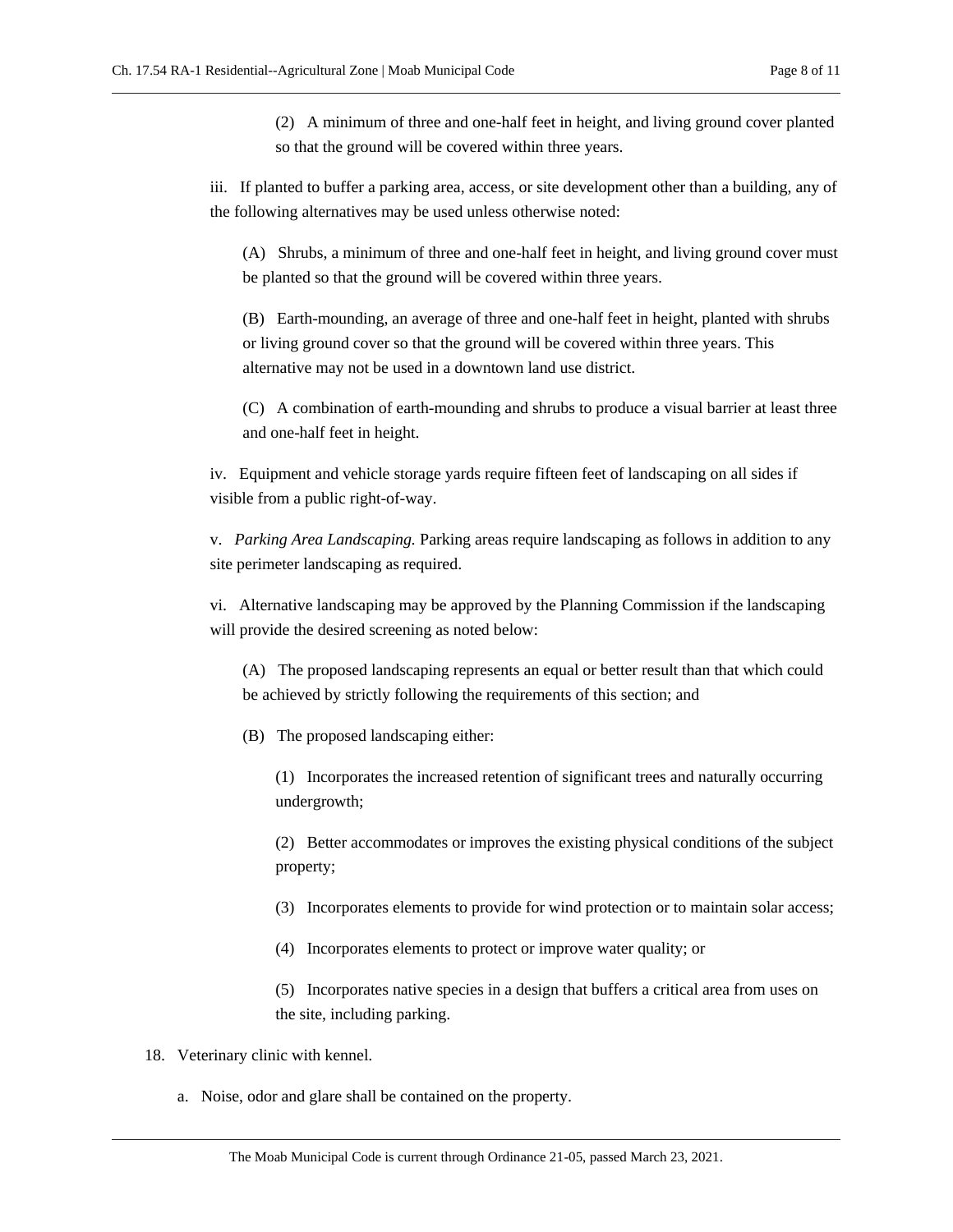(2) A minimum of three and one-half feet in height, and living ground cover planted so that the ground will be covered within three years.

iii. If planted to buffer a parking area, access, or site development other than a building, any of the following alternatives may be used unless otherwise noted:

(A) Shrubs, a minimum of three and one-half feet in height, and living ground cover must be planted so that the ground will be covered within three years.

(B) Earth-mounding, an average of three and one-half feet in height, planted with shrubs or living ground cover so that the ground will be covered within three years. This alternative may not be used in a downtown land use district.

(C) A combination of earth-mounding and shrubs to produce a visual barrier at least three and one-half feet in height.

iv. Equipment and vehicle storage yards require fifteen feet of landscaping on all sides if visible from a public right-of-way.

v. *Parking Area Landscaping.* Parking areas require landscaping as follows in addition to any site perimeter landscaping as required.

vi. Alternative landscaping may be approved by the Planning Commission if the landscaping will provide the desired screening as noted below:

(A) The proposed landscaping represents an equal or better result than that which could be achieved by strictly following the requirements of this section; and

(B) The proposed landscaping either:

(1) Incorporates the increased retention of significant trees and naturally occurring undergrowth;

(2) Better accommodates or improves the existing physical conditions of the subject property;

(3) Incorporates elements to provide for wind protection or to maintain solar access;

(4) Incorporates elements to protect or improve water quality; or

(5) Incorporates native species in a design that buffers a critical area from uses on the site, including parking.

18. Veterinary clinic with kennel.

a. Noise, odor and glare shall be contained on the property.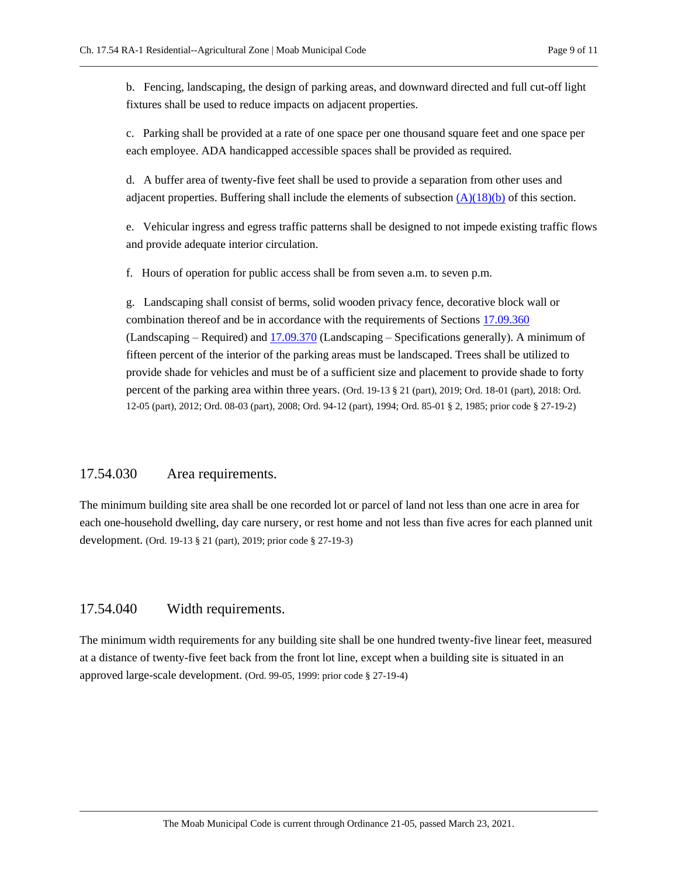b. Fencing, landscaping, the design of parking areas, and downward directed and full cut-off light fixtures shall be used to reduce impacts on adjacent properties.

c. Parking shall be provided at a rate of one space per one thousand square feet and one space per each employee. ADA handicapped accessible spaces shall be provided as required.

d. A buffer area of twenty-five feet shall be used to provide a separation from other uses and adjacent properties. Buffering shall include the elements of subsection (A)(18)(b) of this section.

e. Vehicular ingress and egress traffic patterns shall be designed to not impede existing traffic flows and provide adequate interior circulation.

f. Hours of operation for public access shall be from seven a.m. to seven p.m.

g. Landscaping shall consist of berms, solid wooden privacy fence, decorative block wall or combination thereof and be in accordance with the requirements of Sections 17.09.360 (Landscaping – Required) and 17.09.370 (Landscaping – Specifications generally). A minimum of fifteen percent of the interior of the parking areas must be landscaped. Trees shall be utilized to provide shade for vehicles and must be of a sufficient size and placement to provide shade to forty percent of the parking area within three years. (Ord. 19-13 § 21 (part), 2019; Ord. 18-01 (part), 2018: Ord. 12-05 (part), 2012; Ord. 08-03 (part), 2008; Ord. 94-12 (part), 1994; Ord. 85-01 § 2, 1985; prior code § 27-19-2)

## 17.54.030 Area requirements.

The minimum building site area shall be one recorded lot or parcel of land not less than one acre in area for each one-household dwelling, day care nursery, or rest home and not less than five acres for each planned unit development. (Ord. 19-13 § 21 (part), 2019; prior code § 27-19-3)

## 17.54.040 Width requirements.

The minimum width requirements for any building site shall be one hundred twenty-five linear feet, measured at a distance of twenty-five feet back from the front lot line, except when a building site is situated in an approved large-scale development. (Ord. 99-05, 1999: prior code § 27-19-4)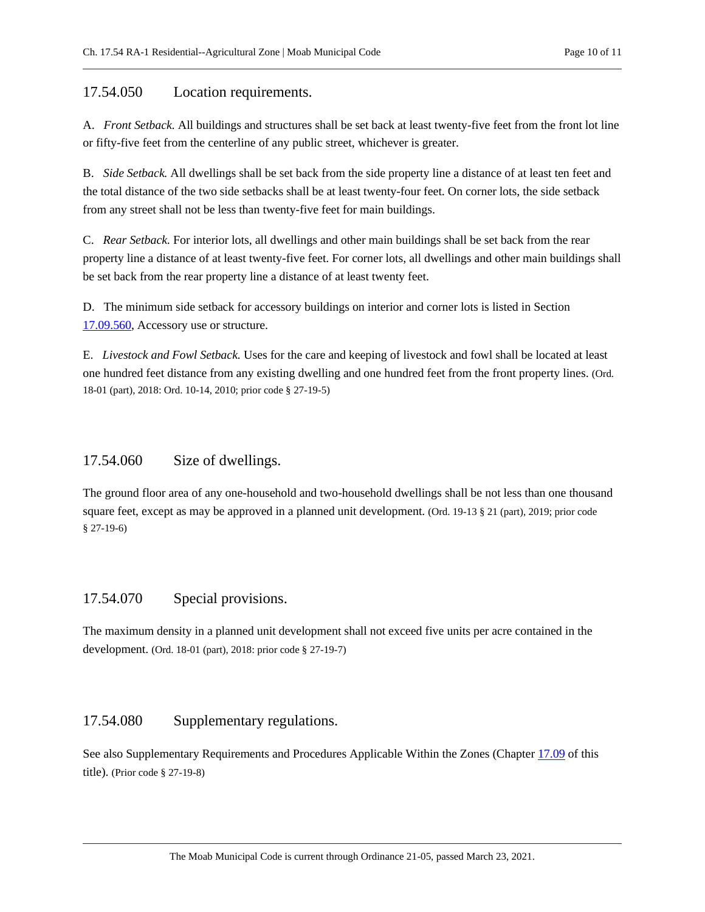## 17.54.050 Location requirements.

A. *Front Setback.* All buildings and structures shall be set back at least twenty-five feet from the front lot line or fifty-five feet from the centerline of any public street, whichever is greater.

B. *Side Setback.* All dwellings shall be set back from the side property line a distance of at least ten feet and the total distance of the two side setbacks shall be at least twenty-four feet. On corner lots, the side setback from any street shall not be less than twenty-five feet for main buildings.

C. *Rear Setback.* For interior lots, all dwellings and other main buildings shall be set back from the rear property line a distance of at least twenty-five feet. For corner lots, all dwellings and other main buildings shall be set back from the rear property line a distance of at least twenty feet.

D. The minimum side setback for accessory buildings on interior and corner lots is listed in Section [17.09.560](), Accessory use or structure.

E. *Livestock and Fowl Setback.* Uses for the care and keeping of livestock and fowl shall be located at least one hundred feet distance from any existing dwelling and one hundred feet from the front property lines. (Ord. 18-01 (part), 2018: Ord. 10-14, 2010; prior code § 27-19-5)

## 17.54.060 Size of dwellings.

The ground floor area of any one-household and two-household dwellings shall be not less than one thousand square feet, except as may be approved in a planned unit development. (Ord. 19-13 § 21 (part), 2019; prior code § 27-19-6)

## 17.54.070 Special provisions.

The maximum density in a planned unit development shall not exceed five units per acre contained in the development. (Ord. 18-01 (part), 2018: prior code § 27-19-7)

## 17.54.080 Supplementary regulations.

See also Supplementary Requirements and Procedures Applicable Within the Zones (Chapter [17.09]() of this title). (Prior code § 27-19-8)

The Moab Municipal Code is current through Ordinance 21-05, passed March 23, 2021.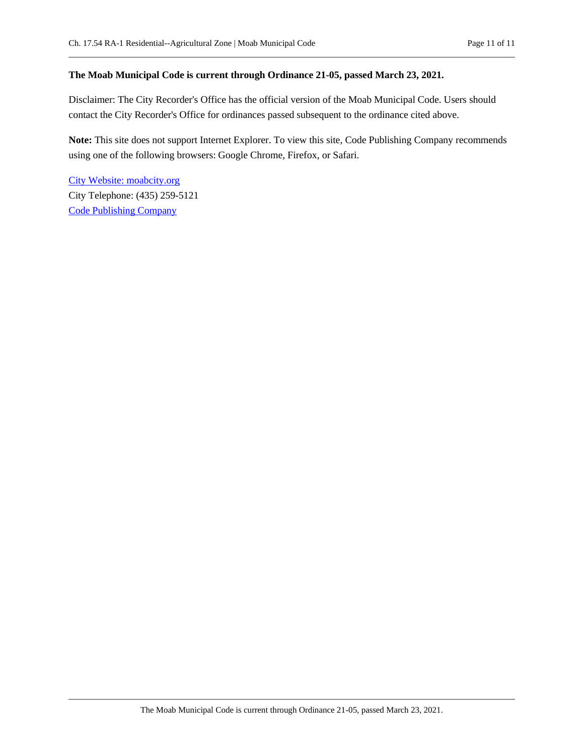**The Moab Municipal Code is current through Ordinance 21-05, passed March 23, 2021.**

Disclaimer: The City Recorder's Office has the official version of the Moab Municipal Code. Users should contact the City Recorder's Office for ordinances passed subsequent to the ordinance cited above.

**Note:** This site does not support Internet Explorer. To view this site, Code Publishing Company recommends using one of the following browsers: Google Chrome, Firefox, or Safari.

City Website: moabcity.org
City Telephone: (435) 259-5121
Code Publishing Company